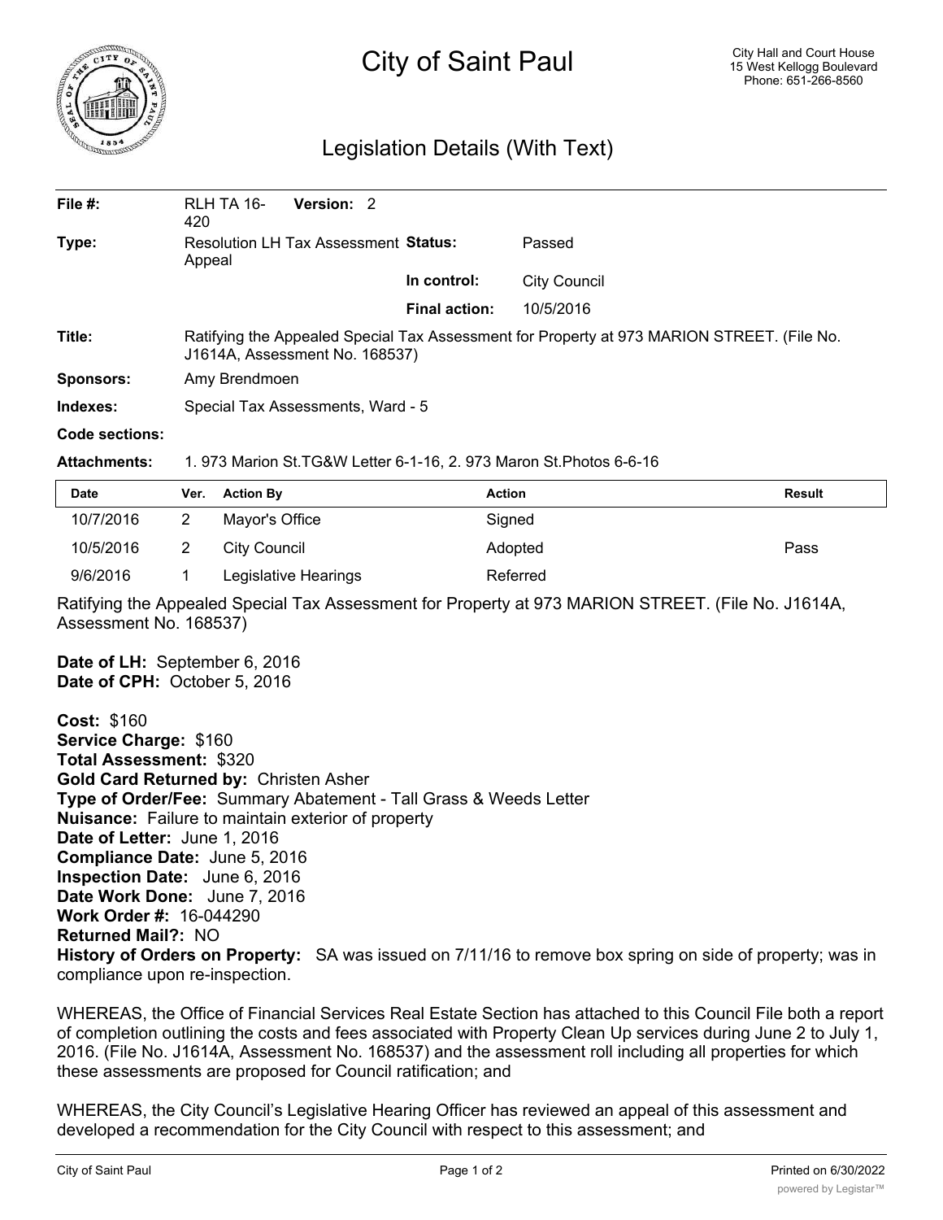# City of Saint Paul

City Hall and Court House
15 West Kellogg Boulevard
Phone: 651-266-8560

## Legislation Details (With Text)

| | | | |
|---|---|---|---|
| **File #:** | RLH TA 16-420 **Version:** 2 | | |
| **Type:** | Resolution LH Tax Assessment Appeal | **Status:** | Passed |
| | | **In control:** | City Council |
| | | **Final action:** | 10/5/2016 |
| **Title:** | Ratifying the Appealed Special Tax Assessment for Property at 973 MARION STREET. (File No. J1614A, Assessment No. 168537) | | |
| **Sponsors:** | Amy Brendmoen | | |
| **Indexes:** | Special Tax Assessments, Ward - 5 | | |
| **Code sections:** | | | |
| **Attachments:** | 1. 973 Marion St.TG&W Letter 6-1-16, 2. 973 Maron St.Photos 6-6-16 | | |

| Date | Ver. | Action By | Action | Result |
|---|---|---|---|---|
| 10/7/2016 | 2 | Mayor's Office | Signed | |
| 10/5/2016 | 2 | City Council | Adopted | Pass |
| 9/6/2016 | 1 | Legislative Hearings | Referred | |

Ratifying the Appealed Special Tax Assessment for Property at 973 MARION STREET. (File No. J1614A, Assessment No. 168537)

**Date of LH:** September 6, 2016
**Date of CPH:** October 5, 2016

**Cost:** $160
**Service Charge:** $160
**Total Assessment:** $320
**Gold Card Returned by:** Christen Asher
**Type of Order/Fee:** Summary Abatement - Tall Grass & Weeds Letter
**Nuisance:** Failure to maintain exterior of property
**Date of Letter:** June 1, 2016
**Compliance Date:** June 5, 2016
**Inspection Date:** June 6, 2016
**Date Work Done:** June 7, 2016
**Work Order #:** 16-044290
**Returned Mail?:** NO
**History of Orders on Property:** SA was issued on 7/11/16 to remove box spring on side of property; was in compliance upon re-inspection.

WHEREAS, the Office of Financial Services Real Estate Section has attached to this Council File both a report of completion outlining the costs and fees associated with Property Clean Up services during June 2 to July 1, 2016. (File No. J1614A, Assessment No. 168537) and the assessment roll including all properties for which these assessments are proposed for Council ratification; and

WHEREAS, the City Council's Legislative Hearing Officer has reviewed an appeal of this assessment and developed a recommendation for the City Council with respect to this assessment; and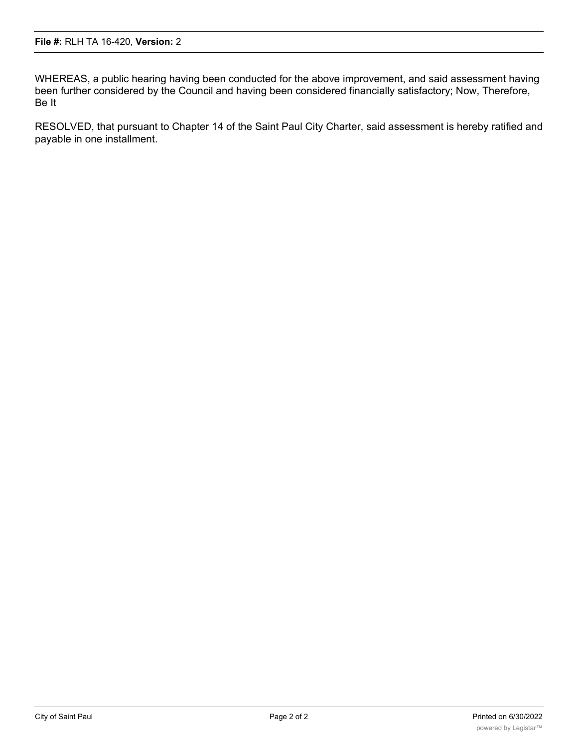WHEREAS, a public hearing having been conducted for the above improvement, and said assessment having been further considered by the Council and having been considered financially satisfactory; Now, Therefore, Be It

RESOLVED, that pursuant to Chapter 14 of the Saint Paul City Charter, said assessment is hereby ratified and payable in one installment.